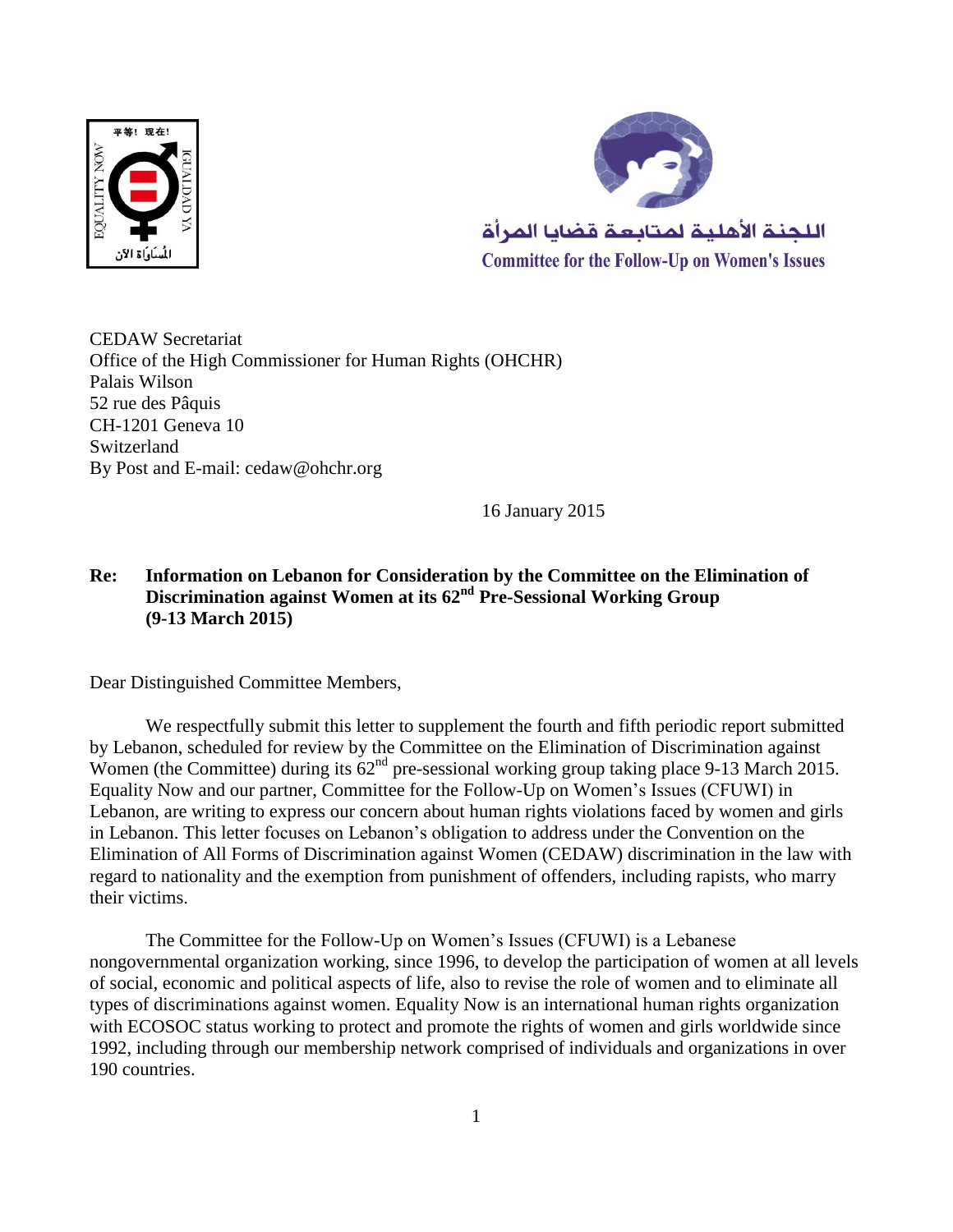CEDAW Secretariat
Office of the High Commissioner for Human Rights (OHCHR)
Palais Wilson
52 rue des Pâquis
CH-1201 Geneva 10
Switzerland
By Post and E-mail: cedaw@ohchr.org

16 January 2015

**Re: Information on Lebanon for Consideration by the Committee on the Elimination of Discrimination against Women at its 62nd Pre-Sessional Working Group (9-13 March 2015)**

Dear Distinguished Committee Members,

We respectfully submit this letter to supplement the fourth and fifth periodic report submitted by Lebanon, scheduled for review by the Committee on the Elimination of Discrimination against Women (the Committee) during its 62nd pre-sessional working group taking place 9-13 March 2015. Equality Now and our partner, Committee for the Follow-Up on Women's Issues (CFUWI) in Lebanon, are writing to express our concern about human rights violations faced by women and girls in Lebanon. This letter focuses on Lebanon's obligation to address under the Convention on the Elimination of All Forms of Discrimination against Women (CEDAW) discrimination in the law with regard to nationality and the exemption from punishment of offenders, including rapists, who marry their victims.

The Committee for the Follow-Up on Women's Issues (CFUWI) is a Lebanese nongovernmental organization working, since 1996, to develop the participation of women at all levels of social, economic and political aspects of life, also to revise the role of women and to eliminate all types of discriminations against women. Equality Now is an international human rights organization with ECOSOC status working to protect and promote the rights of women and girls worldwide since 1992, including through our membership network comprised of individuals and organizations in over 190 countries.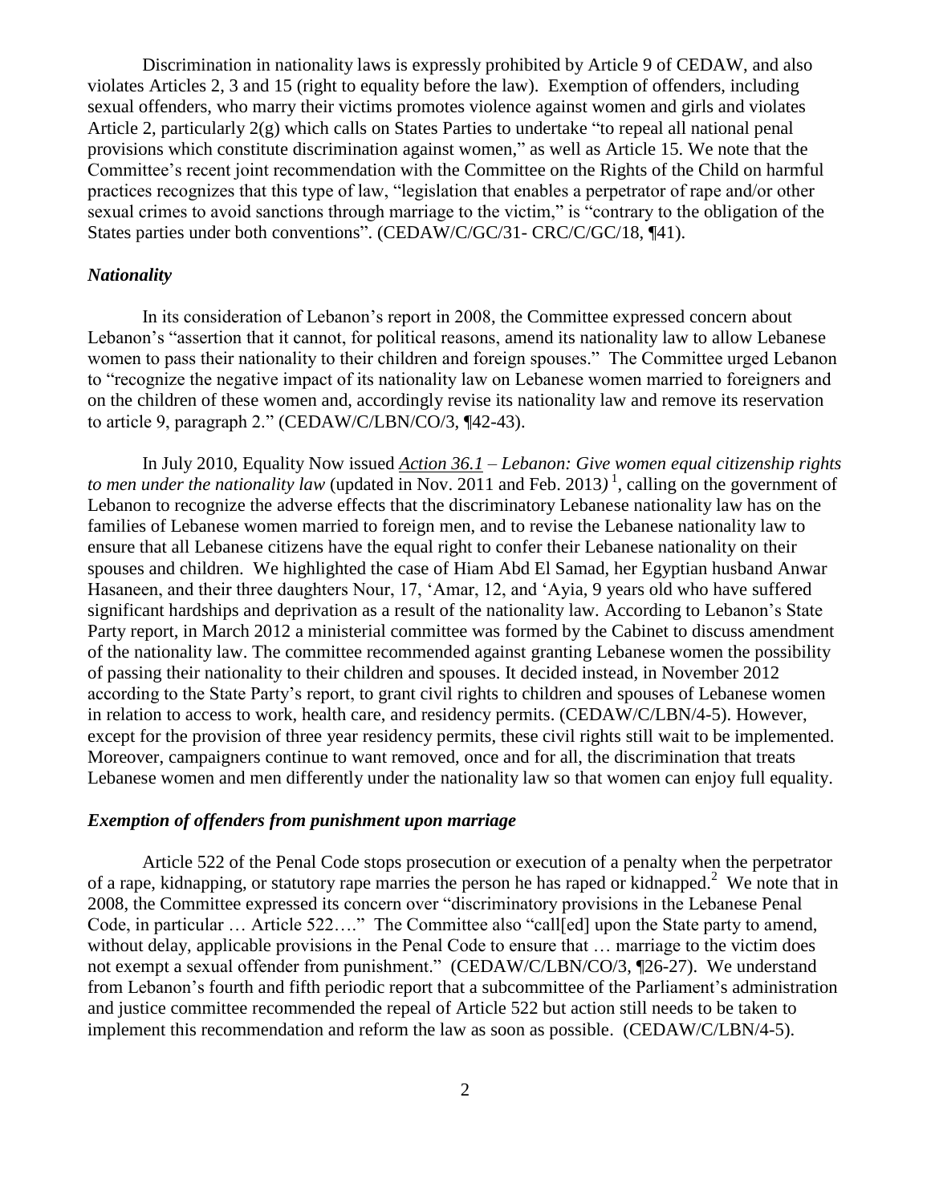Discrimination in nationality laws is expressly prohibited by Article 9 of CEDAW, and also violates Articles 2, 3 and 15 (right to equality before the law). Exemption of offenders, including sexual offenders, who marry their victims promotes violence against women and girls and violates Article 2, particularly 2(g) which calls on States Parties to undertake "to repeal all national penal provisions which constitute discrimination against women," as well as Article 15. We note that the Committee's recent joint recommendation with the Committee on the Rights of the Child on harmful practices recognizes that this type of law, "legislation that enables a perpetrator of rape and/or other sexual crimes to avoid sanctions through marriage to the victim," is "contrary to the obligation of the States parties under both conventions". (CEDAW/C/GC/31- CRC/C/GC/18, ¶41).

### *Nationality*

In its consideration of Lebanon's report in 2008, the Committee expressed concern about Lebanon's "assertion that it cannot, for political reasons, amend its nationality law to allow Lebanese women to pass their nationality to their children and foreign spouses." The Committee urged Lebanon to "recognize the negative impact of its nationality law on Lebanese women married to foreigners and on the children of these women and, accordingly revise its nationality law and remove its reservation to article 9, paragraph 2." (CEDAW/C/LBN/CO/3, ¶42-43).

In July 2010, Equality Now issued *Action 36.1 – Lebanon: Give women equal citizenship rights to men under the nationality law* (updated in Nov. 2011 and Feb. 2013)[1], calling on the government of Lebanon to recognize the adverse effects that the discriminatory Lebanese nationality law has on the families of Lebanese women married to foreign men, and to revise the Lebanese nationality law to ensure that all Lebanese citizens have the equal right to confer their Lebanese nationality on their spouses and children. We highlighted the case of Hiam Abd El Samad, her Egyptian husband Anwar Hasaneen, and their three daughters Nour, 17, 'Amar, 12, and 'Ayia, 9 years old who have suffered significant hardships and deprivation as a result of the nationality law. According to Lebanon's State Party report, in March 2012 a ministerial committee was formed by the Cabinet to discuss amendment of the nationality law. The committee recommended against granting Lebanese women the possibility of passing their nationality to their children and spouses. It decided instead, in November 2012 according to the State Party's report, to grant civil rights to children and spouses of Lebanese women in relation to access to work, health care, and residency permits. (CEDAW/C/LBN/4-5). However, except for the provision of three year residency permits, these civil rights still wait to be implemented. Moreover, campaigners continue to want removed, once and for all, the discrimination that treats Lebanese women and men differently under the nationality law so that women can enjoy full equality.

### *Exemption of offenders from punishment upon marriage*

Article 522 of the Penal Code stops prosecution or execution of a penalty when the perpetrator of a rape, kidnapping, or statutory rape marries the person he has raped or kidnapped.[2] We note that in 2008, the Committee expressed its concern over "discriminatory provisions in the Lebanese Penal Code, in particular … Article 522…." The Committee also "call[ed] upon the State party to amend, without delay, applicable provisions in the Penal Code to ensure that … marriage to the victim does not exempt a sexual offender from punishment." (CEDAW/C/LBN/CO/3, ¶26-27). We understand from Lebanon's fourth and fifth periodic report that a subcommittee of the Parliament's administration and justice committee recommended the repeal of Article 522 but action still needs to be taken to implement this recommendation and reform the law as soon as possible. (CEDAW/C/LBN/4-5).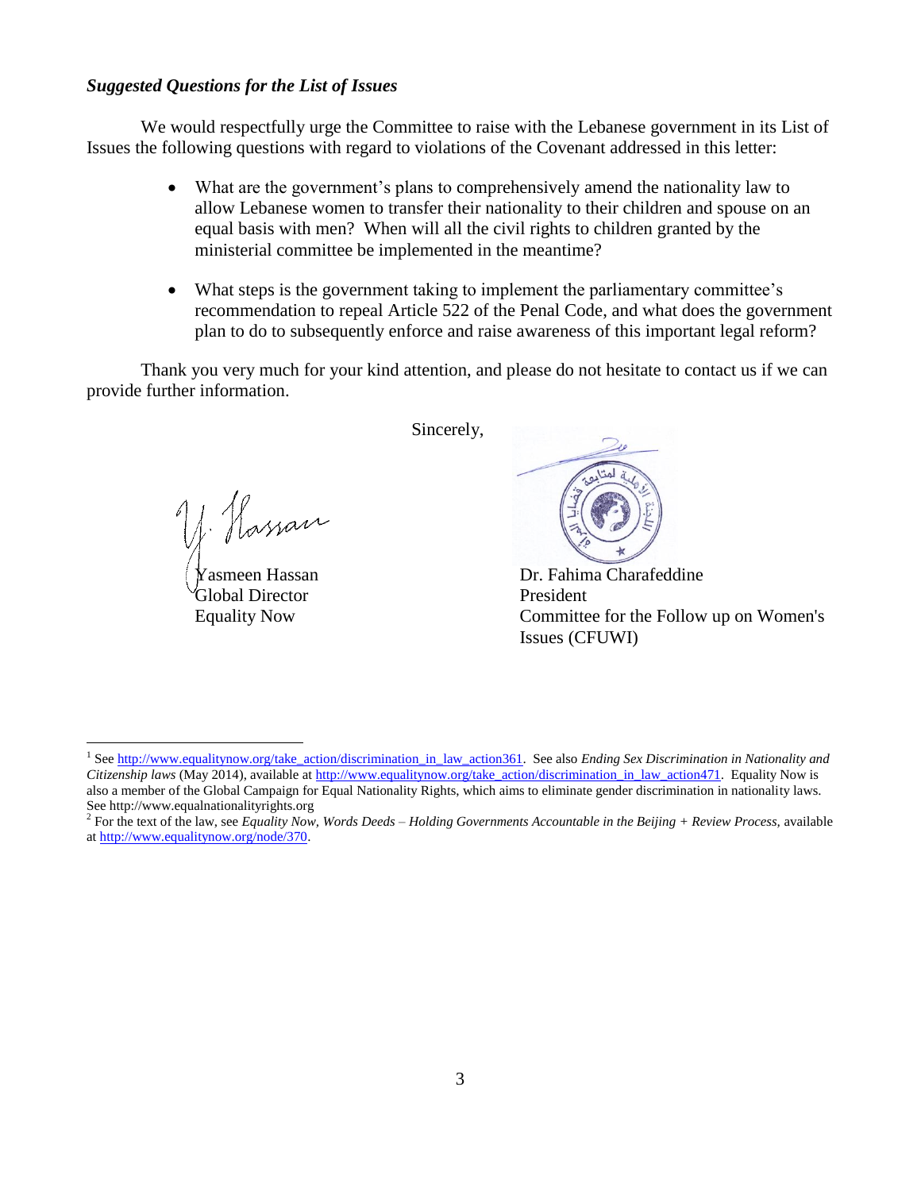***Suggested Questions for the List of Issues***

We would respectfully urge the Committee to raise with the Lebanese government in its List of Issues the following questions with regard to violations of the Covenant addressed in this letter:

- What are the government's plans to comprehensively amend the nationality law to allow Lebanese women to transfer their nationality to their children and spouse on an equal basis with men? When will all the civil rights to children granted by the ministerial committee be implemented in the meantime?

- What steps is the government taking to implement the parliamentary committee's recommendation to repeal Article 522 of the Penal Code, and what does the government plan to do to subsequently enforce and raise awareness of this important legal reform?

Thank you very much for your kind attention, and please do not hesitate to contact us if we can provide further information.

Sincerely,

Yasmeen Hassan
Global Director
Equality Now

Dr. Fahima Charafeddine
President
Committee for the Follow up on Women's Issues (CFUWI)

---

[1] See http://www.equalitynow.org/take_action/discrimination_in_law_action361. See also *Ending Sex Discrimination in Nationality and Citizenship laws* (May 2014), available at http://www.equalitynow.org/take_action/discrimination_in_law_action471. Equality Now is also a member of the Global Campaign for Equal Nationality Rights, which aims to eliminate gender discrimination in nationality laws. See http://www.equalnationalityrights.org

[2] For the text of the law, see *Equality Now, Words Deeds – Holding Governments Accountable in the Beijing + Review Process,* available at http://www.equalitynow.org/node/370.